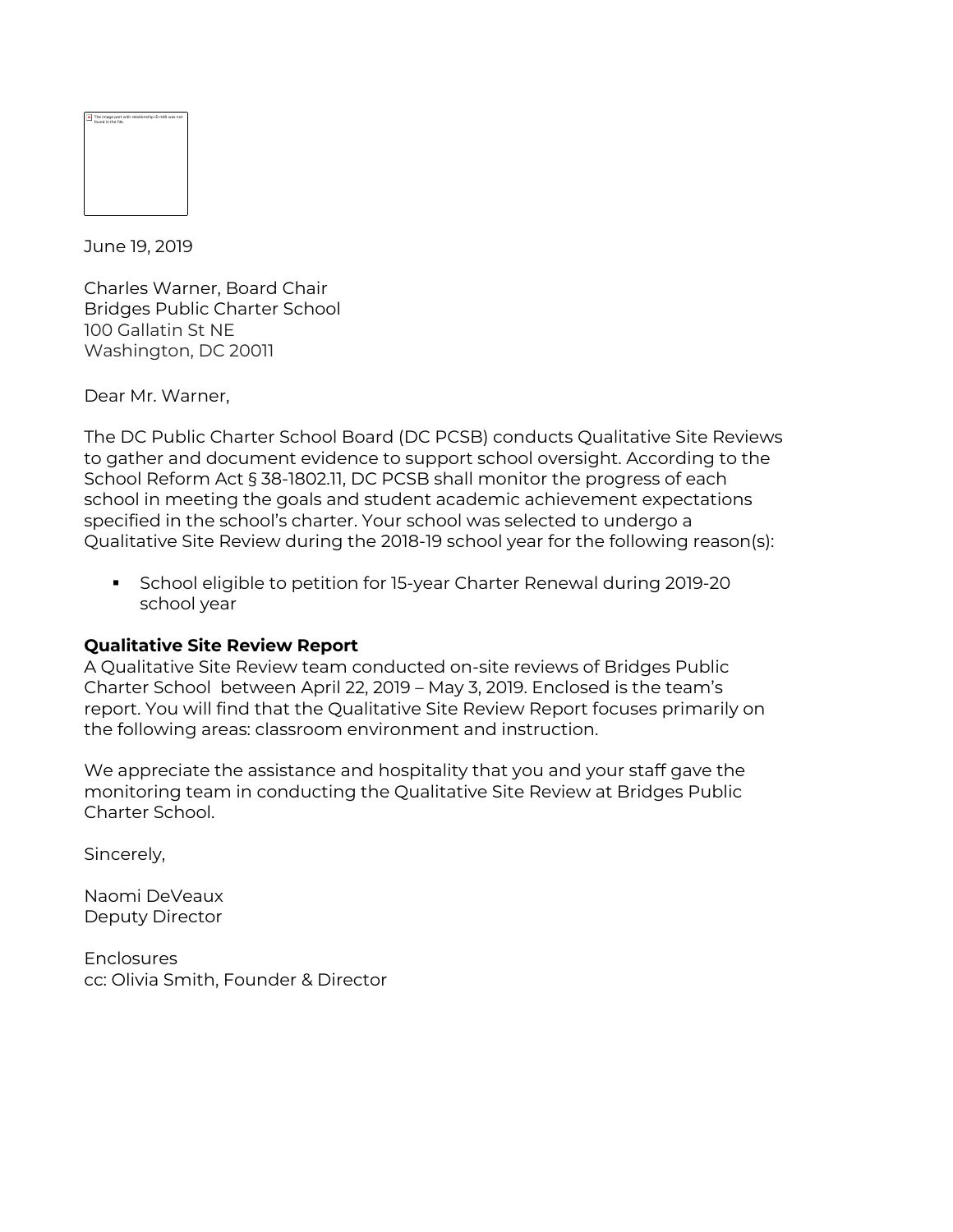June 19, 2019

Charles Warner, Board Chair
Bridges Public Charter School
100 Gallatin St NE
Washington, DC 20011

Dear Mr. Warner,

The DC Public Charter School Board (DC PCSB) conducts Qualitative Site Reviews to gather and document evidence to support school oversight. According to the School Reform Act § 38-1802.11, DC PCSB shall monitor the progress of each school in meeting the goals and student academic achievement expectations specified in the school's charter. Your school was selected to undergo a Qualitative Site Review during the 2018-19 school year for the following reason(s):

- School eligible to petition for 15-year Charter Renewal during 2019-20 school year

**Qualitative Site Review Report**
A Qualitative Site Review team conducted on-site reviews of Bridges Public Charter School between April 22, 2019 – May 3, 2019. Enclosed is the team's report. You will find that the Qualitative Site Review Report focuses primarily on the following areas: classroom environment and instruction.

We appreciate the assistance and hospitality that you and your staff gave the monitoring team in conducting the Qualitative Site Review at Bridges Public Charter School.

Sincerely,

Naomi DeVeaux
Deputy Director

Enclosures
cc: Olivia Smith, Founder & Director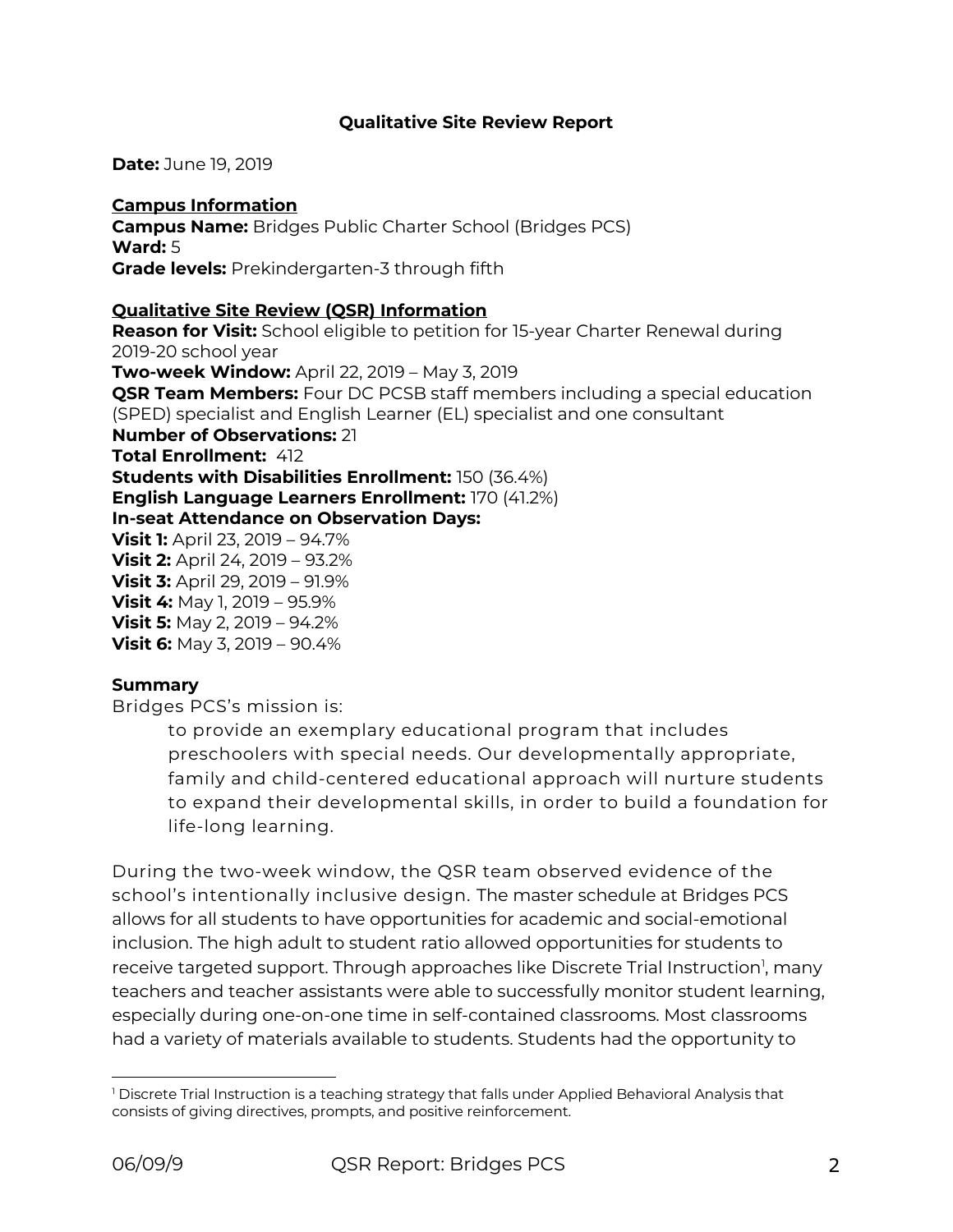**Qualitative Site Review Report**

**Date:** June 19, 2019

**Campus Information**
**Campus Name:** Bridges Public Charter School (Bridges PCS)
**Ward:** 5
**Grade levels:** Prekindergarten-3 through fifth

**Qualitative Site Review (QSR) Information**
**Reason for Visit:** School eligible to petition for 15-year Charter Renewal during 2019-20 school year
**Two-week Window:** April 22, 2019 – May 3, 2019
**QSR Team Members:** Four DC PCSB staff members including a special education (SPED) specialist and English Learner (EL) specialist and one consultant
**Number of Observations:** 21
**Total Enrollment:** 412
**Students with Disabilities Enrollment:** 150 (36.4%)
**English Language Learners Enrollment:** 170 (41.2%)
**In-seat Attendance on Observation Days:**
**Visit 1:** April 23, 2019 – 94.7%
**Visit 2:** April 24, 2019 – 93.2%
**Visit 3:** April 29, 2019 – 91.9%
**Visit 4:** May 1, 2019 – 95.9%
**Visit 5:** May 2, 2019 – 94.2%
**Visit 6:** May 3, 2019 – 90.4%

**Summary**
Bridges PCS's mission is:

> to provide an exemplary educational program that includes preschoolers with special needs. Our developmentally appropriate, family and child-centered educational approach will nurture students to expand their developmental skills, in order to build a foundation for life-long learning.

During the two-week window, the QSR team observed evidence of the school's intentionally inclusive design. The master schedule at Bridges PCS allows for all students to have opportunities for academic and social-emotional inclusion. The high adult to student ratio allowed opportunities for students to receive targeted support. Through approaches like Discrete Trial Instruction[1], many teachers and teacher assistants were able to successfully monitor student learning, especially during one-on-one time in self-contained classrooms. Most classrooms had a variety of materials available to students. Students had the opportunity to

[1] Discrete Trial Instruction is a teaching strategy that falls under Applied Behavioral Analysis that consists of giving directives, prompts, and positive reinforcement.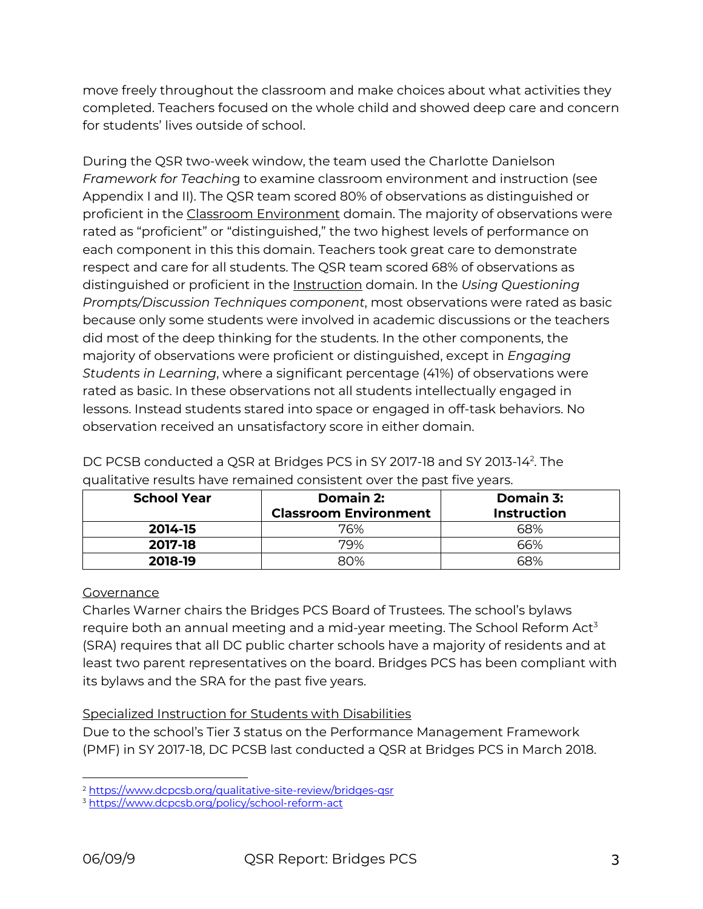move freely throughout the classroom and make choices about what activities they completed. Teachers focused on the whole child and showed deep care and concern for students' lives outside of school.

During the QSR two-week window, the team used the Charlotte Danielson *Framework for Teaching* to examine classroom environment and instruction (see Appendix I and II). The QSR team scored 80% of observations as distinguished or proficient in the Classroom Environment domain. The majority of observations were rated as "proficient" or "distinguished," the two highest levels of performance on each component in this this domain. Teachers took great care to demonstrate respect and care for all students. The QSR team scored 68% of observations as distinguished or proficient in the Instruction domain. In the *Using Questioning Prompts/Discussion Techniques component*, most observations were rated as basic because only some students were involved in academic discussions or the teachers did most of the deep thinking for the students. In the other components, the majority of observations were proficient or distinguished, except in *Engaging Students in Learning*, where a significant percentage (41%) of observations were rated as basic. In these observations not all students intellectually engaged in lessons. Instead students stared into space or engaged in off-task behaviors. No observation received an unsatisfactory score in either domain.

DC PCSB conducted a QSR at Bridges PCS in SY 2017-18 and SY 2013-14[2]. The qualitative results have remained consistent over the past five years.

| School Year | Domain 2: Classroom Environment | Domain 3: Instruction |
|---|---|---|
| **2014-15** | 76% | 68% |
| **2017-18** | 79% | 66% |
| **2018-19** | 80% | 68% |

## Governance

Charles Warner chairs the Bridges PCS Board of Trustees. The school's bylaws require both an annual meeting and a mid-year meeting. The School Reform Act[3] (SRA) requires that all DC public charter schools have a majority of residents and at least two parent representatives on the board. Bridges PCS has been compliant with its bylaws and the SRA for the past five years.

## Specialized Instruction for Students with Disabilities

Due to the school's Tier 3 status on the Performance Management Framework (PMF) in SY 2017-18, DC PCSB last conducted a QSR at Bridges PCS in March 2018.

---

[2] https://www.dcpcsb.org/qualitative-site-review/bridges-qsr

[3] https://www.dcpcsb.org/policy/school-reform-act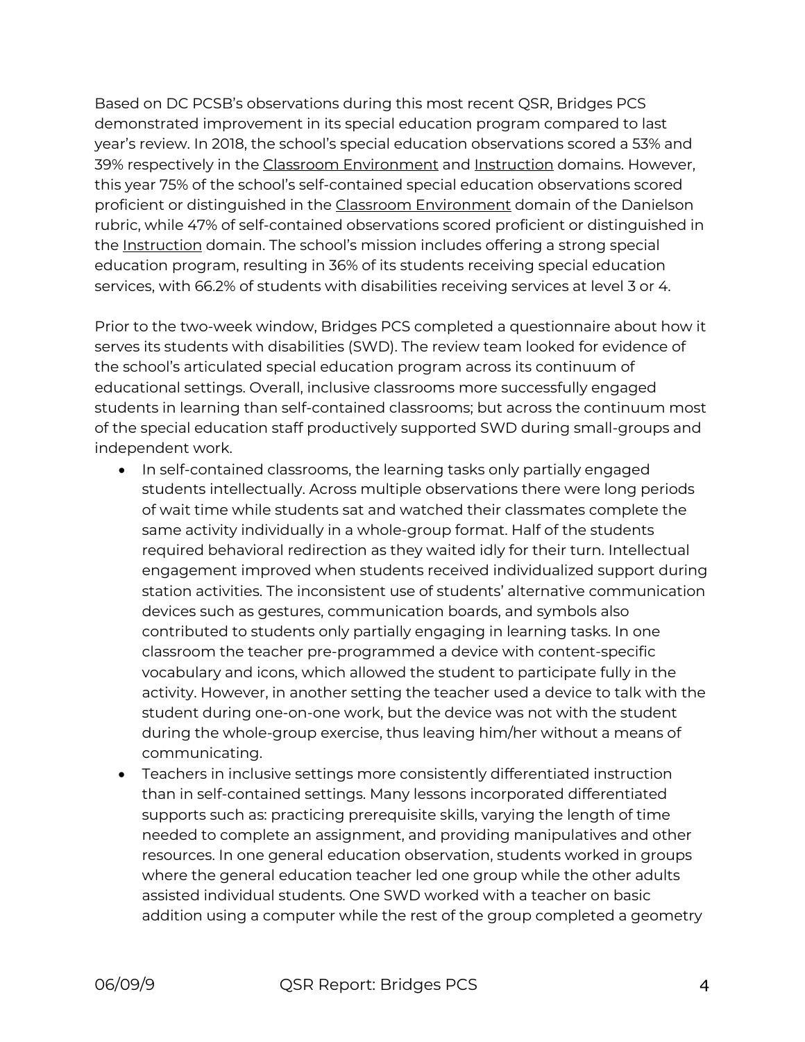Based on DC PCSB's observations during this most recent QSR, Bridges PCS demonstrated improvement in its special education program compared to last year's review. In 2018, the school's special education observations scored a 53% and 39% respectively in the Classroom Environment and Instruction domains. However, this year 75% of the school's self-contained special education observations scored proficient or distinguished in the Classroom Environment domain of the Danielson rubric, while 47% of self-contained observations scored proficient or distinguished in the Instruction domain. The school's mission includes offering a strong special education program, resulting in 36% of its students receiving special education services, with 66.2% of students with disabilities receiving services at level 3 or 4.

Prior to the two-week window, Bridges PCS completed a questionnaire about how it serves its students with disabilities (SWD). The review team looked for evidence of the school's articulated special education program across its continuum of educational settings. Overall, inclusive classrooms more successfully engaged students in learning than self-contained classrooms; but across the continuum most of the special education staff productively supported SWD during small-groups and independent work.

- In self-contained classrooms, the learning tasks only partially engaged students intellectually. Across multiple observations there were long periods of wait time while students sat and watched their classmates complete the same activity individually in a whole-group format. Half of the students required behavioral redirection as they waited idly for their turn. Intellectual engagement improved when students received individualized support during station activities. The inconsistent use of students' alternative communication devices such as gestures, communication boards, and symbols also contributed to students only partially engaging in learning tasks. In one classroom the teacher pre-programmed a device with content-specific vocabulary and icons, which allowed the student to participate fully in the activity. However, in another setting the teacher used a device to talk with the student during one-on-one work, but the device was not with the student during the whole-group exercise, thus leaving him/her without a means of communicating.
- Teachers in inclusive settings more consistently differentiated instruction than in self-contained settings. Many lessons incorporated differentiated supports such as: practicing prerequisite skills, varying the length of time needed to complete an assignment, and providing manipulatives and other resources. In one general education observation, students worked in groups where the general education teacher led one group while the other adults assisted individual students. One SWD worked with a teacher on basic addition using a computer while the rest of the group completed a geometry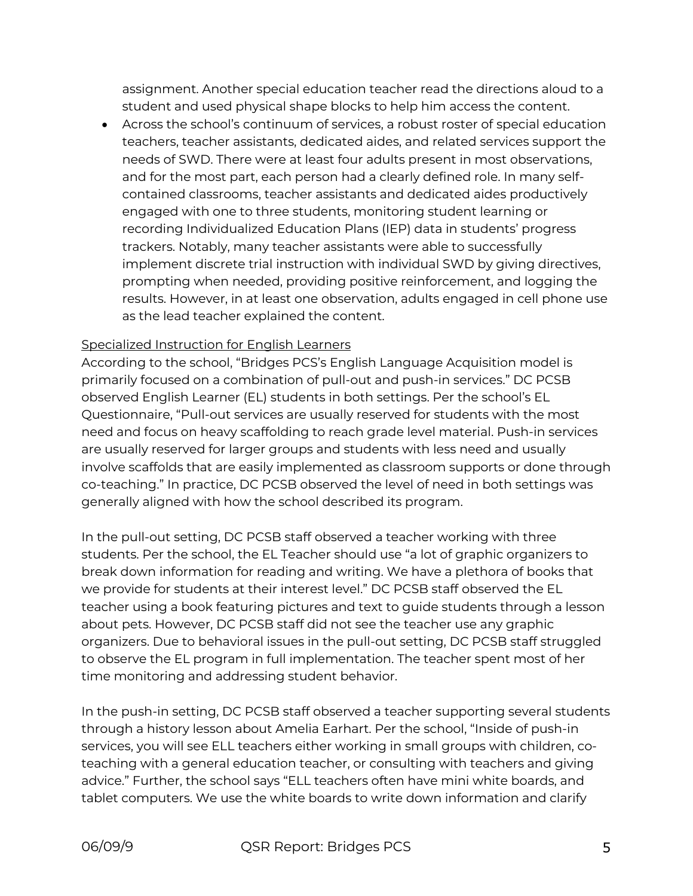assignment. Another special education teacher read the directions aloud to a student and used physical shape blocks to help him access the content.

- Across the school's continuum of services, a robust roster of special education teachers, teacher assistants, dedicated aides, and related services support the needs of SWD. There were at least four adults present in most observations, and for the most part, each person had a clearly defined role. In many self-contained classrooms, teacher assistants and dedicated aides productively engaged with one to three students, monitoring student learning or recording Individualized Education Plans (IEP) data in students' progress trackers. Notably, many teacher assistants were able to successfully implement discrete trial instruction with individual SWD by giving directives, prompting when needed, providing positive reinforcement, and logging the results. However, in at least one observation, adults engaged in cell phone use as the lead teacher explained the content.

<u>Specialized Instruction for English Learners</u>

According to the school, "Bridges PCS's English Language Acquisition model is primarily focused on a combination of pull-out and push-in services." DC PCSB observed English Learner (EL) students in both settings. Per the school's EL Questionnaire, "Pull-out services are usually reserved for students with the most need and focus on heavy scaffolding to reach grade level material. Push-in services are usually reserved for larger groups and students with less need and usually involve scaffolds that are easily implemented as classroom supports or done through co-teaching." In practice, DC PCSB observed the level of need in both settings was generally aligned with how the school described its program.

In the pull-out setting, DC PCSB staff observed a teacher working with three students. Per the school, the EL Teacher should use "a lot of graphic organizers to break down information for reading and writing. We have a plethora of books that we provide for students at their interest level." DC PCSB staff observed the EL teacher using a book featuring pictures and text to guide students through a lesson about pets. However, DC PCSB staff did not see the teacher use any graphic organizers. Due to behavioral issues in the pull-out setting, DC PCSB staff struggled to observe the EL program in full implementation. The teacher spent most of her time monitoring and addressing student behavior.

In the push-in setting, DC PCSB staff observed a teacher supporting several students through a history lesson about Amelia Earhart. Per the school, "Inside of push-in services, you will see ELL teachers either working in small groups with children, co-teaching with a general education teacher, or consulting with teachers and giving advice." Further, the school says "ELL teachers often have mini white boards, and tablet computers. We use the white boards to write down information and clarify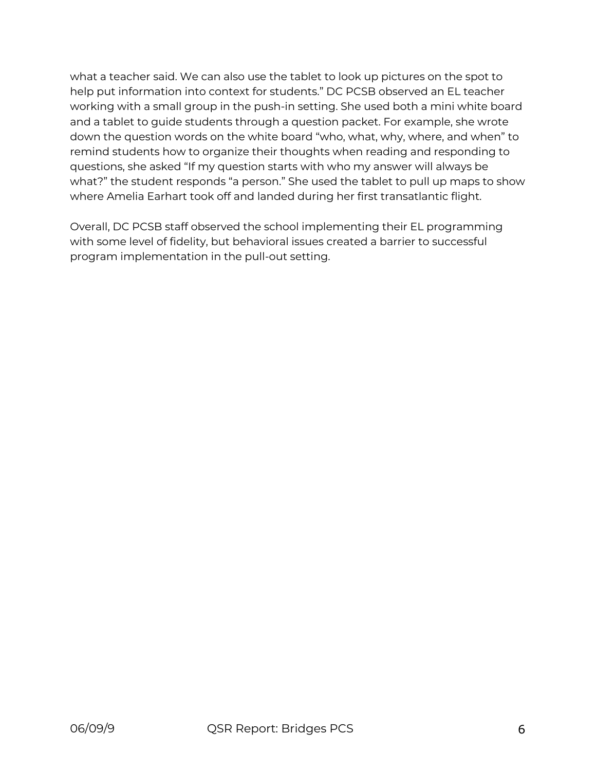what a teacher said. We can also use the tablet to look up pictures on the spot to help put information into context for students." DC PCSB observed an EL teacher working with a small group in the push-in setting. She used both a mini white board and a tablet to guide students through a question packet. For example, she wrote down the question words on the white board "who, what, why, where, and when" to remind students how to organize their thoughts when reading and responding to questions, she asked "If my question starts with who my answer will always be what?" the student responds "a person." She used the tablet to pull up maps to show where Amelia Earhart took off and landed during her first transatlantic flight.

Overall, DC PCSB staff observed the school implementing their EL programming with some level of fidelity, but behavioral issues created a barrier to successful program implementation in the pull-out setting.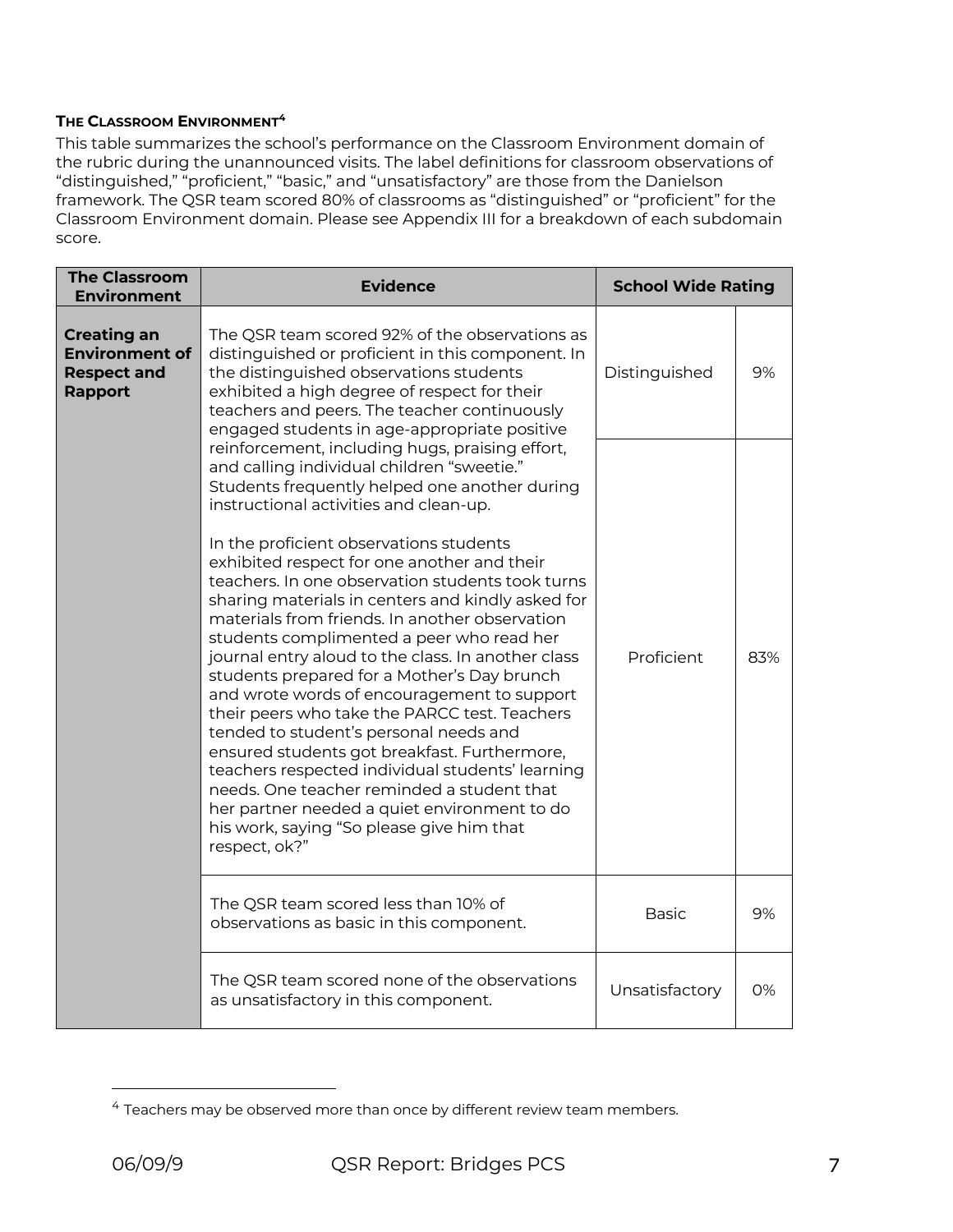### THE CLASSROOM ENVIRONMENT[4]

This table summarizes the school's performance on the Classroom Environment domain of the rubric during the unannounced visits. The label definitions for classroom observations of "distinguished," "proficient," "basic," and "unsatisfactory" are those from the Danielson framework. The QSR team scored 80% of classrooms as "distinguished" or "proficient" for the Classroom Environment domain. Please see Appendix III for a breakdown of each subdomain score.

| The Classroom Environment | Evidence | School Wide Rating | |
|---|---|---|---|
| **Creating an Environment of Respect and Rapport** | The QSR team scored 92% of the observations as distinguished or proficient in this component. In the distinguished observations students exhibited a high degree of respect for their teachers and peers. The teacher continuously engaged students in age-appropriate positive reinforcement, including hugs, praising effort, and calling individual children "sweetie." Students frequently helped one another during instructional activities and clean-up.<br><br>In the proficient observations students exhibited respect for one another and their teachers. In one observation students took turns sharing materials in centers and kindly asked for materials from friends. In another observation students complimented a peer who read her journal entry aloud to the class. In another class students prepared for a Mother's Day brunch and wrote words of encouragement to support their peers who take the PARCC test. Teachers tended to student's personal needs and ensured students got breakfast. Furthermore, teachers respected individual students' learning needs. One teacher reminded a student that her partner needed a quiet environment to do his work, saying "So please give him that respect, ok?" | Distinguished | 9% |
| | | Proficient | 83% |
| | The QSR team scored less than 10% of observations as basic in this component. | Basic | 9% |
| | The QSR team scored none of the observations as unsatisfactory in this component. | Unsatisfactory | 0% |

[4] Teachers may be observed more than once by different review team members.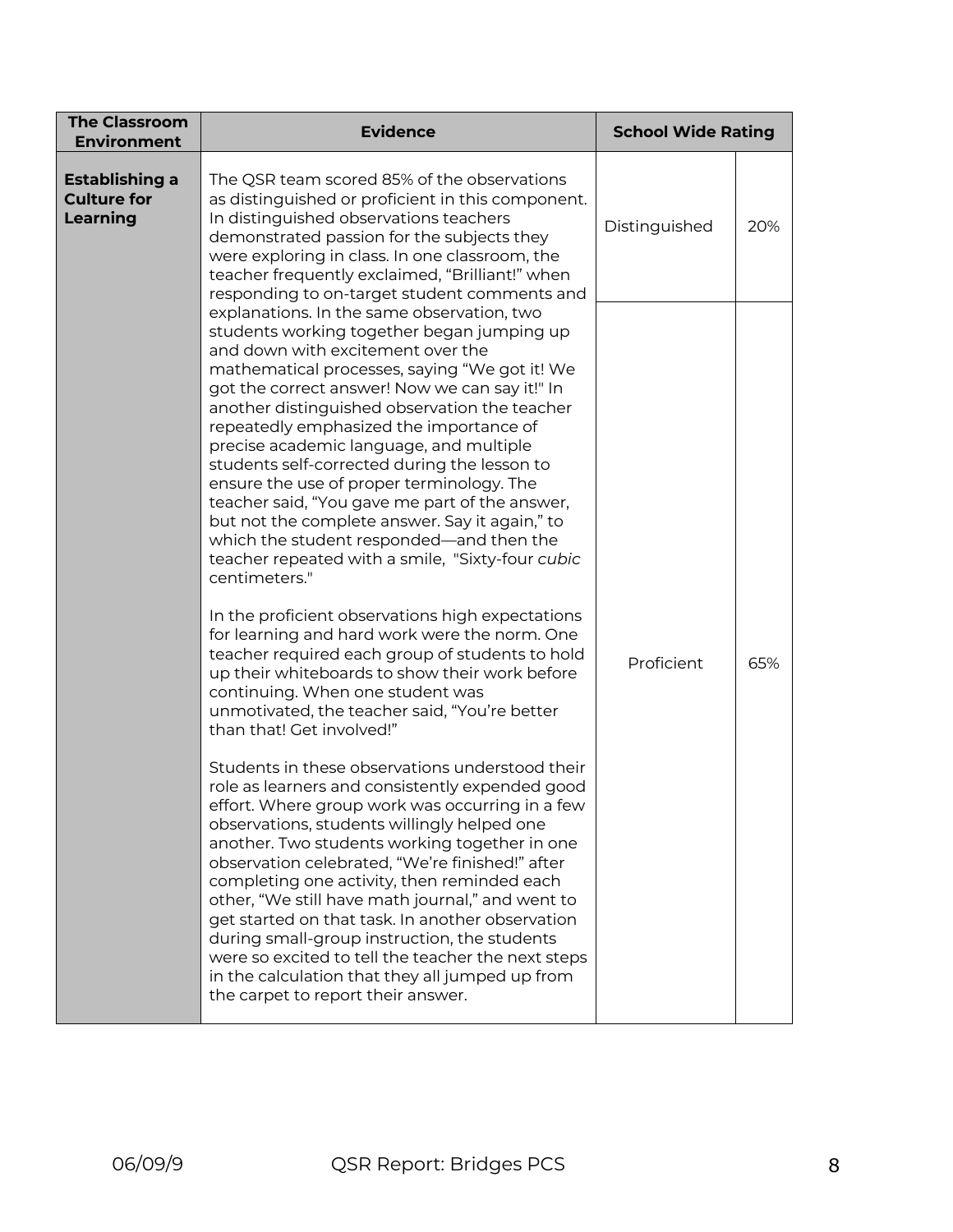| The Classroom Environment | Evidence | School Wide Rating | |
|---|---|---|---|
| **Establishing a Culture for Learning** | The QSR team scored 85% of the observations as distinguished or proficient in this component. In distinguished observations teachers demonstrated passion for the subjects they were exploring in class. In one classroom, the teacher frequently exclaimed, "Brilliant!" when responding to on-target student comments and explanations. In the same observation, two students working together began jumping up and down with excitement over the mathematical processes, saying "We got it! We got the correct answer! Now we can say it!" In another distinguished observation the teacher repeatedly emphasized the importance of precise academic language, and multiple students self-corrected during the lesson to ensure the use of proper terminology. The teacher said, "You gave me part of the answer, but not the complete answer. Say it again," to which the student responded—and then the teacher repeated with a smile, "Sixty-four *cubic* centimeters."<br><br>In the proficient observations high expectations for learning and hard work were the norm. One teacher required each group of students to hold up their whiteboards to show their work before continuing. When one student was unmotivated, the teacher said, "You're better than that! Get involved!"<br><br>Students in these observations understood their role as learners and consistently expended good effort. Where group work was occurring in a few observations, students willingly helped one another. Two students working together in one observation celebrated, "We're finished!" after completing one activity, then reminded each other, "We still have math journal," and went to get started on that task. In another observation during small-group instruction, the students were so excited to tell the teacher the next steps in the calculation that they all jumped up from the carpet to report their answer. | Distinguished | 20% |
| | | Proficient | 65% |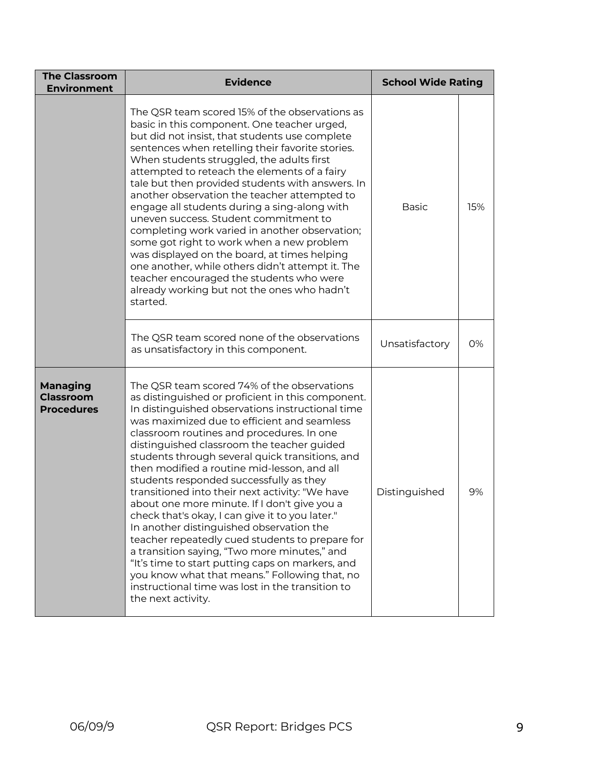| The Classroom Environment | Evidence | School Wide Rating | |
|---|---|---|---|
| | The QSR team scored 15% of the observations as basic in this component. One teacher urged, but did not insist, that students use complete sentences when retelling their favorite stories. When students struggled, the adults first attempted to reteach the elements of a fairy tale but then provided students with answers. In another observation the teacher attempted to engage all students during a sing-along with uneven success. Student commitment to completing work varied in another observation; some got right to work when a new problem was displayed on the board, at times helping one another, while others didn't attempt it. The teacher encouraged the students who were already working but not the ones who hadn't started. | Basic | 15% |
| | The QSR team scored none of the observations as unsatisfactory in this component. | Unsatisfactory | 0% |
| **Managing Classroom Procedures** | The QSR team scored 74% of the observations as distinguished or proficient in this component. In distinguished observations instructional time was maximized due to efficient and seamless classroom routines and procedures. In one distinguished classroom the teacher guided students through several quick transitions, and then modified a routine mid-lesson, and all students responded successfully as they transitioned into their next activity: "We have about one more minute. If I don't give you a check that's okay, I can give it to you later." In another distinguished observation the teacher repeatedly cued students to prepare for a transition saying, "Two more minutes," and "It's time to start putting caps on markers, and you know what that means." Following that, no instructional time was lost in the transition to the next activity. | Distinguished | 9% |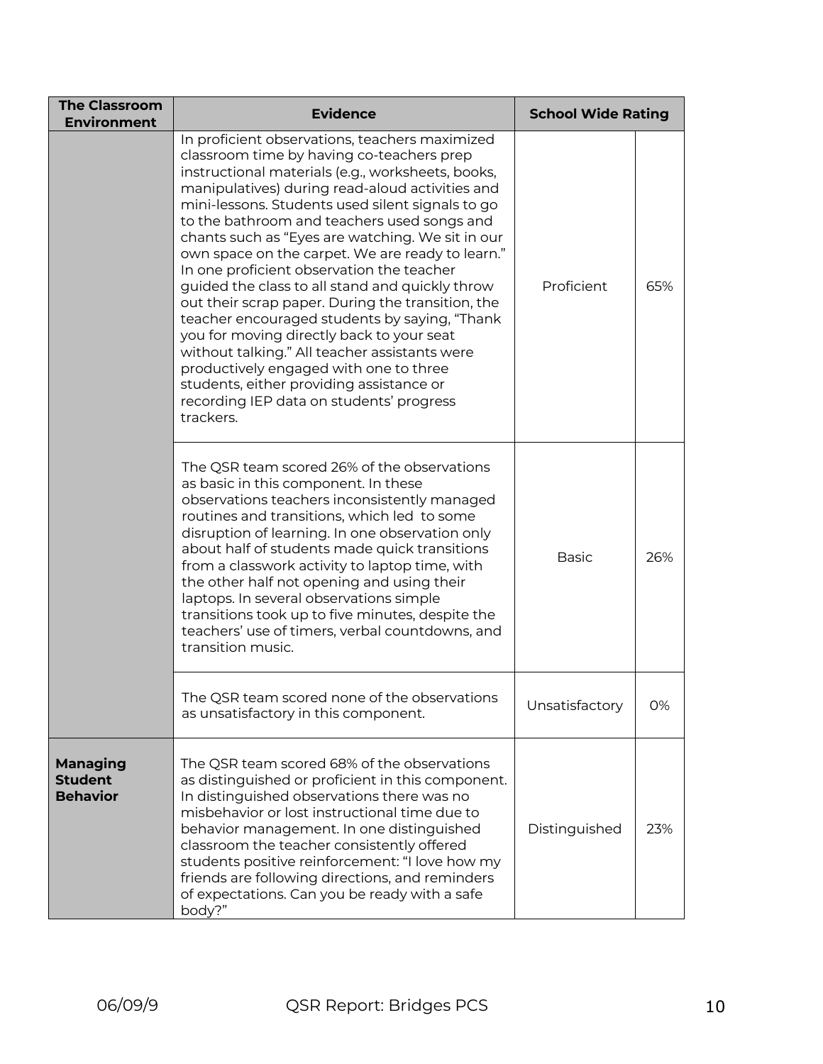| The Classroom Environment | Evidence | School Wide Rating | |
|---|---|---|---|
| | In proficient observations, teachers maximized classroom time by having co-teachers prep instructional materials (e.g., worksheets, books, manipulatives) during read-aloud activities and mini-lessons. Students used silent signals to go to the bathroom and teachers used songs and chants such as "Eyes are watching. We sit in our own space on the carpet. We are ready to learn." In one proficient observation the teacher guided the class to all stand and quickly throw out their scrap paper. During the transition, the teacher encouraged students by saying, "Thank you for moving directly back to your seat without talking." All teacher assistants were productively engaged with one to three students, either providing assistance or recording IEP data on students' progress trackers. | Proficient | 65% |
| | The QSR team scored 26% of the observations as basic in this component. In these observations teachers inconsistently managed routines and transitions, which led to some disruption of learning. In one observation only about half of students made quick transitions from a classwork activity to laptop time, with the other half not opening and using their laptops. In several observations simple transitions took up to five minutes, despite the teachers' use of timers, verbal countdowns, and transition music. | Basic | 26% |
| | The QSR team scored none of the observations as unsatisfactory in this component. | Unsatisfactory | 0% |
| **Managing Student Behavior** | The QSR team scored 68% of the observations as distinguished or proficient in this component. In distinguished observations there was no misbehavior or lost instructional time due to behavior management. In one distinguished classroom the teacher consistently offered students positive reinforcement: "I love how my friends are following directions, and reminders of expectations. Can you be ready with a safe body?" | Distinguished | 23% |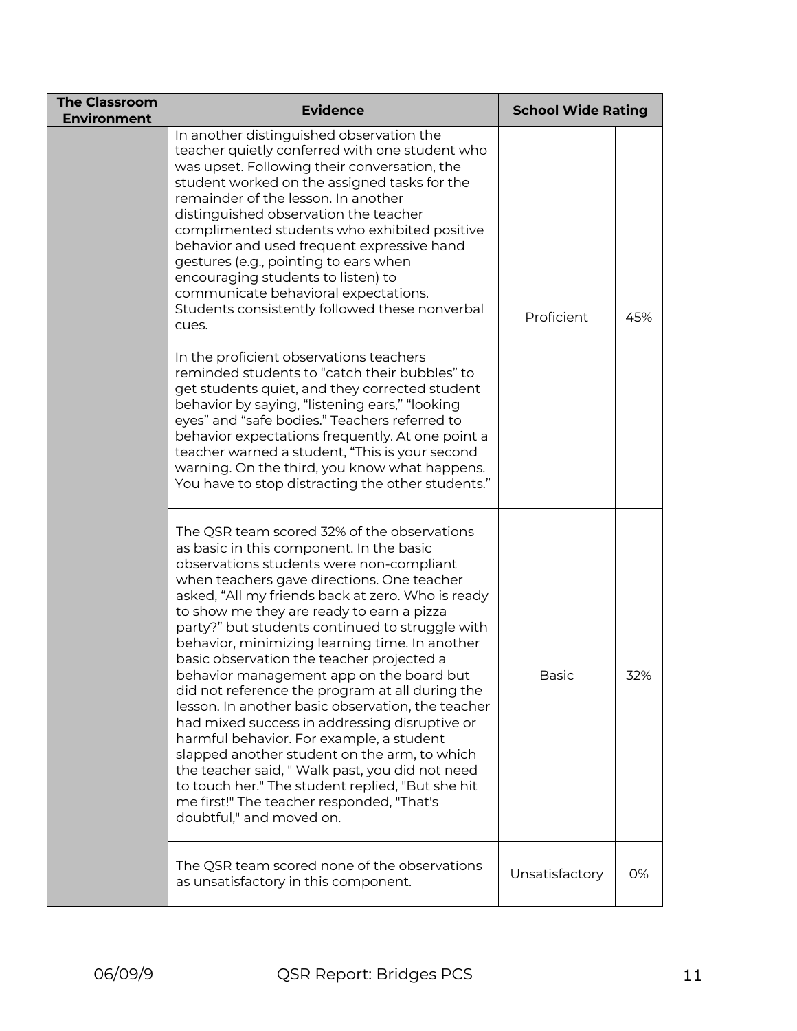| The Classroom Environment | Evidence | School Wide Rating | |
|---|---|---|---|
| | In another distinguished observation the teacher quietly conferred with one student who was upset. Following their conversation, the student worked on the assigned tasks for the remainder of the lesson. In another distinguished observation the teacher complimented students who exhibited positive behavior and used frequent expressive hand gestures (e.g., pointing to ears when encouraging students to listen) to communicate behavioral expectations. Students consistently followed these nonverbal cues.<br><br>In the proficient observations teachers reminded students to "catch their bubbles" to get students quiet, and they corrected student behavior by saying, "listening ears," "looking eyes" and "safe bodies." Teachers referred to behavior expectations frequently. At one point a teacher warned a student, "This is your second warning. On the third, you know what happens. You have to stop distracting the other students." | Proficient | 45% |
| | The QSR team scored 32% of the observations as basic in this component. In the basic observations students were non-compliant when teachers gave directions. One teacher asked, "All my friends back at zero. Who is ready to show me they are ready to earn a pizza party?" but students continued to struggle with behavior, minimizing learning time. In another basic observation the teacher projected a behavior management app on the board but did not reference the program at all during the lesson. In another basic observation, the teacher had mixed success in addressing disruptive or harmful behavior. For example, a student slapped another student on the arm, to which the teacher said, " Walk past, you did not need to touch her." The student replied, "But she hit me first!" The teacher responded, "That's doubtful," and moved on. | Basic | 32% |
| | The QSR team scored none of the observations as unsatisfactory in this component. | Unsatisfactory | 0% |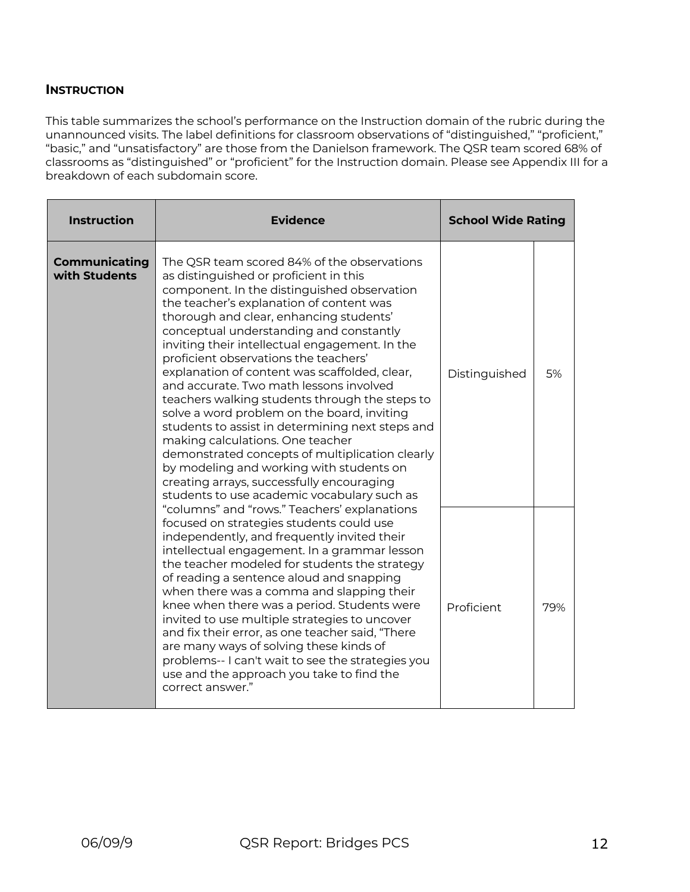### Instruction

This table summarizes the school's performance on the Instruction domain of the rubric during the unannounced visits. The label definitions for classroom observations of "distinguished," "proficient," "basic," and "unsatisfactory" are those from the Danielson framework. The QSR team scored 68% of classrooms as "distinguished" or "proficient" for the Instruction domain. Please see Appendix III for a breakdown of each subdomain score.

| Instruction | Evidence | School Wide Rating | |
|---|---|---|---|
| **Communicating with Students** | The QSR team scored 84% of the observations as distinguished or proficient in this component. In the distinguished observation the teacher's explanation of content was thorough and clear, enhancing students' conceptual understanding and constantly inviting their intellectual engagement. In the proficient observations the teachers' explanation of content was scaffolded, clear, and accurate. Two math lessons involved teachers walking students through the steps to solve a word problem on the board, inviting students to assist in determining next steps and making calculations. One teacher demonstrated concepts of multiplication clearly by modeling and working with students on creating arrays, successfully encouraging students to use academic vocabulary such as "columns" and "rows." Teachers' explanations focused on strategies students could use independently, and frequently invited their intellectual engagement. In a grammar lesson the teacher modeled for students the strategy of reading a sentence aloud and snapping when there was a comma and slapping their knee when there was a period. Students were invited to use multiple strategies to uncover and fix their error, as one teacher said, "There are many ways of solving these kinds of problems-- I can't wait to see the strategies you use and the approach you take to find the correct answer." | Distinguished | 5% |
| | | Proficient | 79% |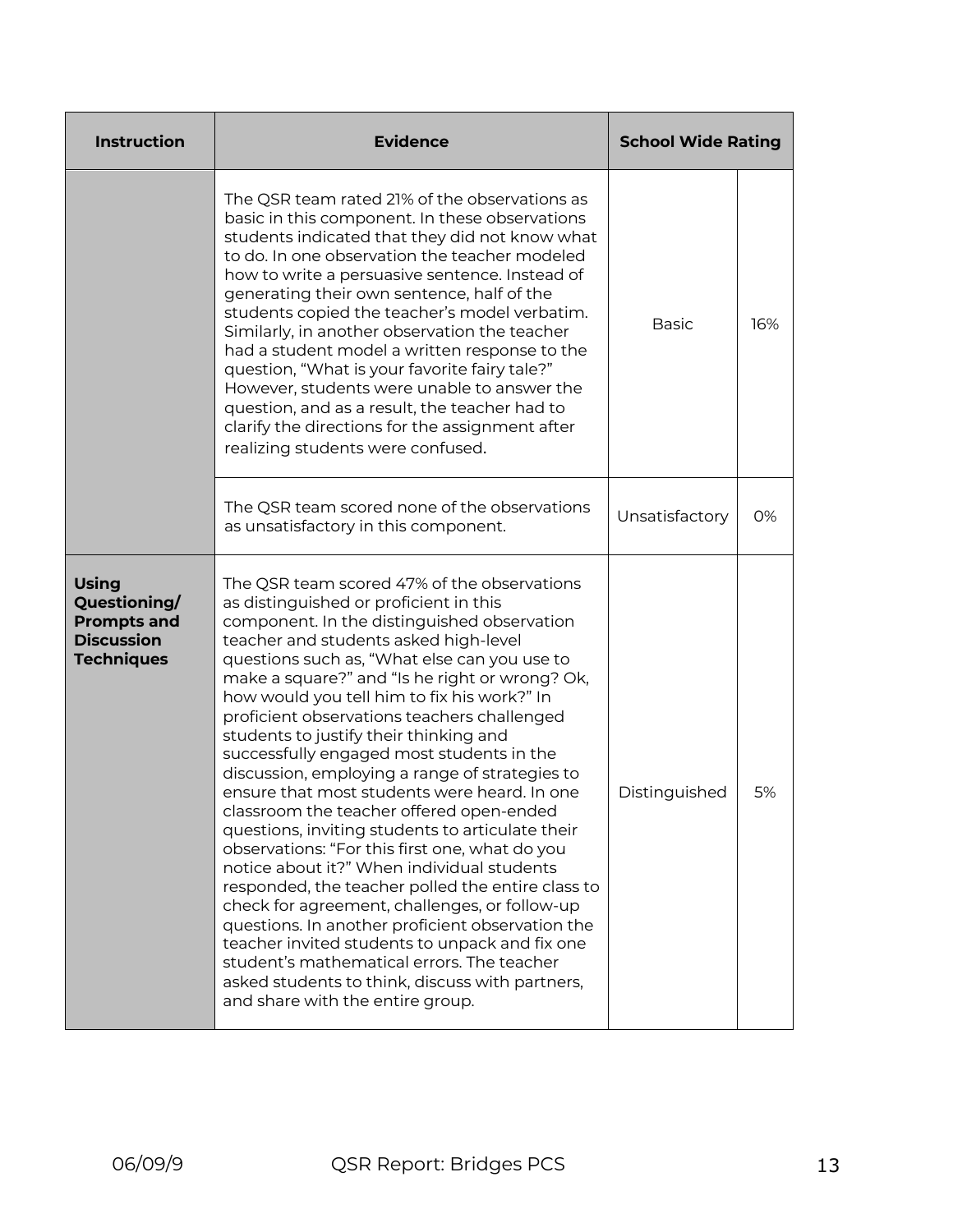| Instruction | Evidence | School Wide Rating | |
|---|---|---|---|
| | The QSR team rated 21% of the observations as basic in this component. In these observations students indicated that they did not know what to do. In one observation the teacher modeled how to write a persuasive sentence. Instead of generating their own sentence, half of the students copied the teacher's model verbatim. Similarly, in another observation the teacher had a student model a written response to the question, "What is your favorite fairy tale?" However, students were unable to answer the question, and as a result, the teacher had to clarify the directions for the assignment after realizing students were confused. | Basic | 16% |
| | The QSR team scored none of the observations as unsatisfactory in this component. | Unsatisfactory | 0% |
| **Using Questioning/ Prompts and Discussion Techniques** | The QSR team scored 47% of the observations as distinguished or proficient in this component. In the distinguished observation teacher and students asked high-level questions such as, "What else can you use to make a square?" and "Is he right or wrong? Ok, how would you tell him to fix his work?" In proficient observations teachers challenged students to justify their thinking and successfully engaged most students in the discussion, employing a range of strategies to ensure that most students were heard. In one classroom the teacher offered open-ended questions, inviting students to articulate their observations: "For this first one, what do you notice about it?" When individual students responded, the teacher polled the entire class to check for agreement, challenges, or follow-up questions. In another proficient observation the teacher invited students to unpack and fix one student's mathematical errors. The teacher asked students to think, discuss with partners, and share with the entire group. | Distinguished | 5% |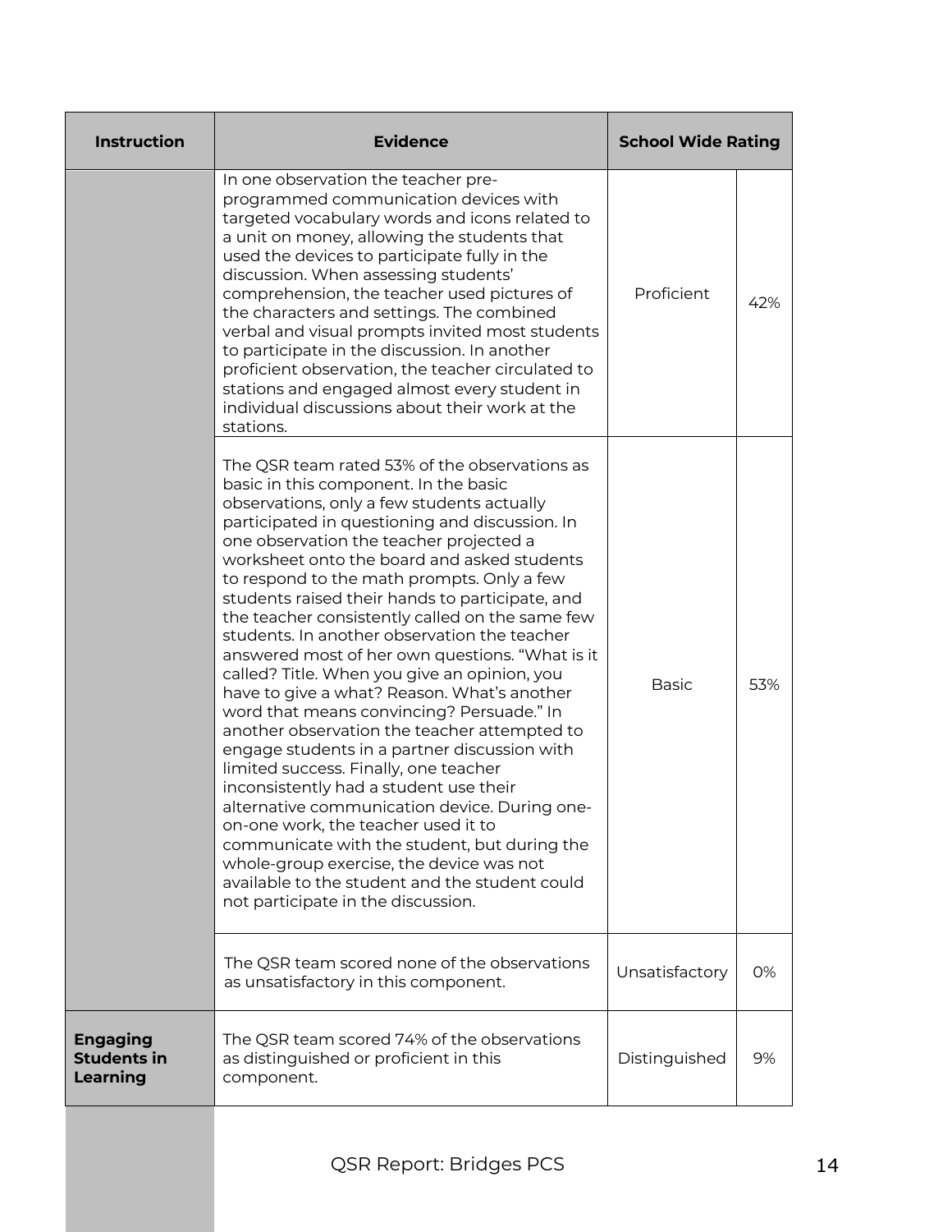| Instruction | Evidence | School Wide Rating | |
|---|---|---|---|
| | In one observation the teacher pre-programmed communication devices with targeted vocabulary words and icons related to a unit on money, allowing the students that used the devices to participate fully in the discussion. When assessing students' comprehension, the teacher used pictures of the characters and settings. The combined verbal and visual prompts invited most students to participate in the discussion. In another proficient observation, the teacher circulated to stations and engaged almost every student in individual discussions about their work at the stations. | Proficient | 42% |
| | The QSR team rated 53% of the observations as basic in this component. In the basic observations, only a few students actually participated in questioning and discussion. In one observation the teacher projected a worksheet onto the board and asked students to respond to the math prompts. Only a few students raised their hands to participate, and the teacher consistently called on the same few students. In another observation the teacher answered most of her own questions. "What is it called? Title. When you give an opinion, you have to give a what? Reason. What's another word that means convincing? Persuade." In another observation the teacher attempted to engage students in a partner discussion with limited success. Finally, one teacher inconsistently had a student use their alternative communication device. During one-on-one work, the teacher used it to communicate with the student, but during the whole-group exercise, the device was not available to the student and the student could not participate in the discussion. | Basic | 53% |
| | The QSR team scored none of the observations as unsatisfactory in this component. | Unsatisfactory | 0% |
| **Engaging Students in Learning** | The QSR team scored 74% of the observations as distinguished or proficient in this component. | Distinguished | 9% |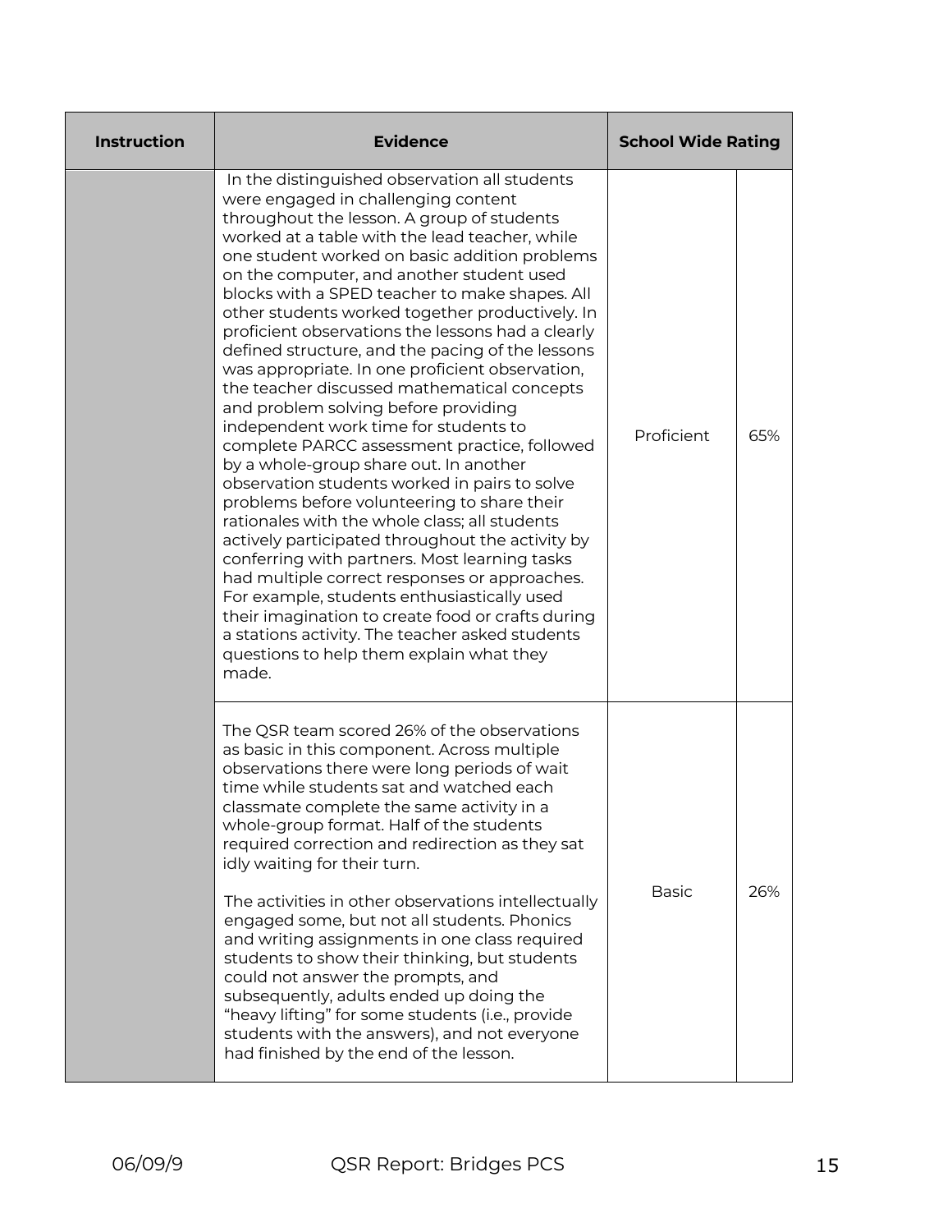| Instruction | Evidence | School Wide Rating | |
|---|---|---|---|
| | In the distinguished observation all students were engaged in challenging content throughout the lesson. A group of students worked at a table with the lead teacher, while one student worked on basic addition problems on the computer, and another student used blocks with a SPED teacher to make shapes. All other students worked together productively. In proficient observations the lessons had a clearly defined structure, and the pacing of the lessons was appropriate. In one proficient observation, the teacher discussed mathematical concepts and problem solving before providing independent work time for students to complete PARCC assessment practice, followed by a whole-group share out. In another observation students worked in pairs to solve problems before volunteering to share their rationales with the whole class; all students actively participated throughout the activity by conferring with partners. Most learning tasks had multiple correct responses or approaches. For example, students enthusiastically used their imagination to create food or crafts during a stations activity. The teacher asked students questions to help them explain what they made. | Proficient | 65% |
| | The QSR team scored 26% of the observations as basic in this component. Across multiple observations there were long periods of wait time while students sat and watched each classmate complete the same activity in a whole-group format. Half of the students required correction and redirection as they sat idly waiting for their turn.<br><br>The activities in other observations intellectually engaged some, but not all students. Phonics and writing assignments in one class required students to show their thinking, but students could not answer the prompts, and subsequently, adults ended up doing the "heavy lifting" for some students (i.e., provide students with the answers), and not everyone had finished by the end of the lesson. | Basic | 26% |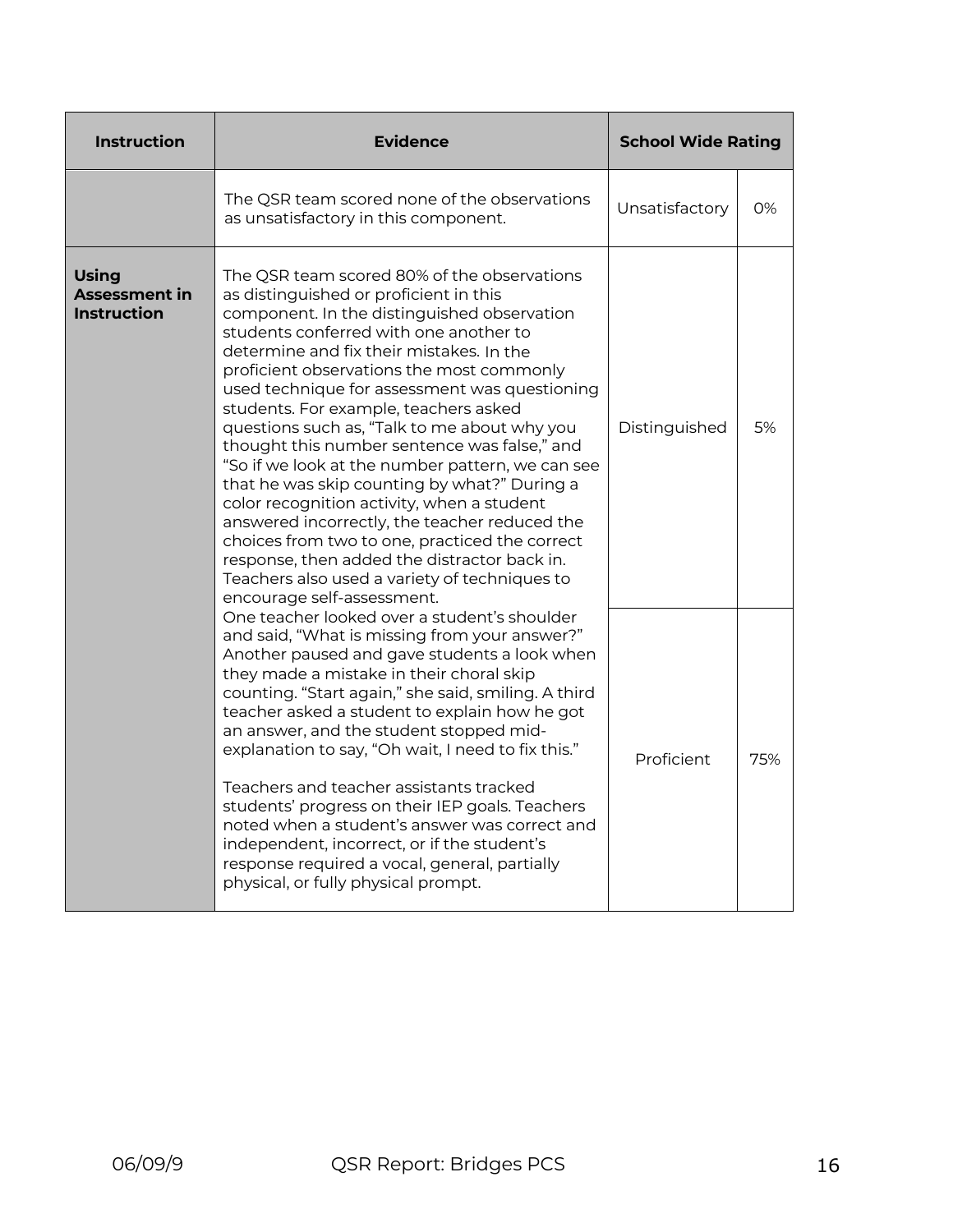| Instruction | Evidence | School Wide Rating | |
|---|---|---|---|
| | The QSR team scored none of the observations as unsatisfactory in this component. | Unsatisfactory | 0% |
| **Using Assessment in Instruction** | The QSR team scored 80% of the observations as distinguished or proficient in this component. In the distinguished observation students conferred with one another to determine and fix their mistakes. In the proficient observations the most commonly used technique for assessment was questioning students. For example, teachers asked questions such as, "Talk to me about why you thought this number sentence was false," and "So if we look at the number pattern, we can see that he was skip counting by what?" During a color recognition activity, when a student answered incorrectly, the teacher reduced the choices from two to one, practiced the correct response, then added the distractor back in. Teachers also used a variety of techniques to encourage self-assessment. | Distinguished | 5% |
| | One teacher looked over a student's shoulder and said, "What is missing from your answer?" Another paused and gave students a look when they made a mistake in their choral skip counting. "Start again," she said, smiling. A third teacher asked a student to explain how he got an answer, and the student stopped mid-explanation to say, "Oh wait, I need to fix this." <br><br> Teachers and teacher assistants tracked students' progress on their IEP goals. Teachers noted when a student's answer was correct and independent, incorrect, or if the student's response required a vocal, general, partially physical, or fully physical prompt. | Proficient | 75% |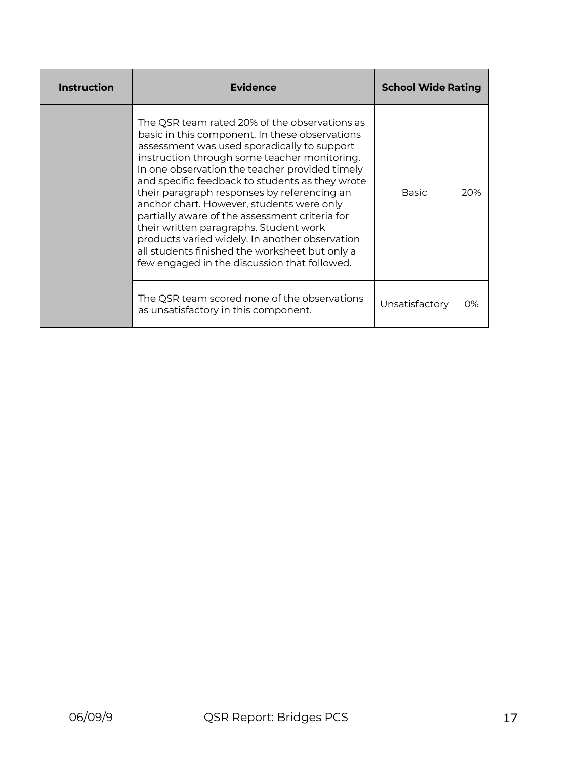| Instruction | Evidence | School Wide Rating | |
|---|---|---|---|
| | The QSR team rated 20% of the observations as basic in this component. In these observations assessment was used sporadically to support instruction through some teacher monitoring. In one observation the teacher provided timely and specific feedback to students as they wrote their paragraph responses by referencing an anchor chart. However, students were only partially aware of the assessment criteria for their written paragraphs. Student work products varied widely. In another observation all students finished the worksheet but only a few engaged in the discussion that followed. | Basic | 20% |
| | The QSR team scored none of the observations as unsatisfactory in this component. | Unsatisfactory | 0% |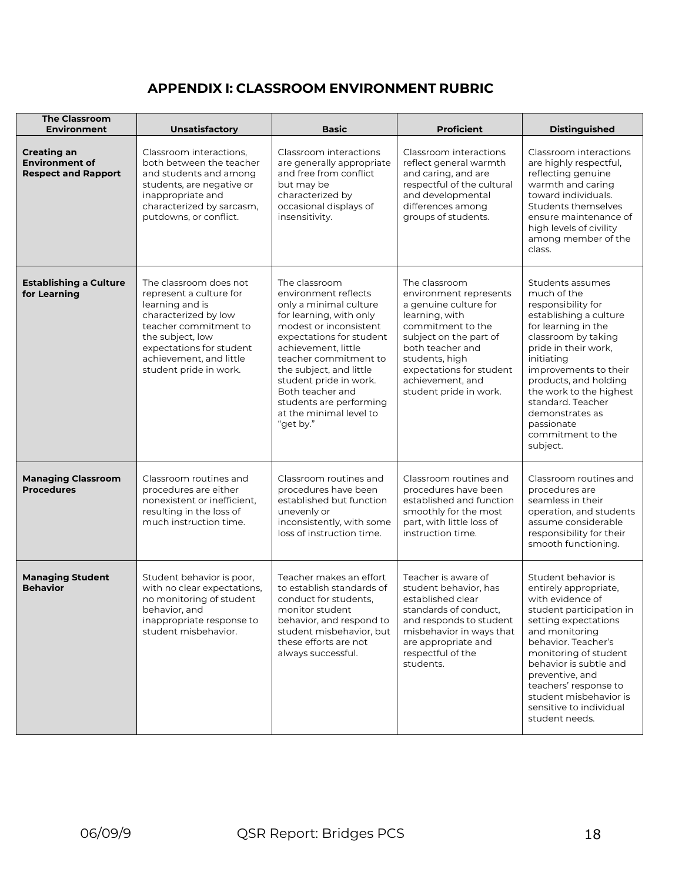## APPENDIX I: CLASSROOM ENVIRONMENT RUBRIC

| The Classroom Environment | Unsatisfactory | Basic | Proficient | Distinguished |
|---|---|---|---|---|
| **Creating an Environment of Respect and Rapport** | Classroom interactions, both between the teacher and students and among students, are negative or inappropriate and characterized by sarcasm, putdowns, or conflict. | Classroom interactions are generally appropriate and free from conflict but may be characterized by occasional displays of insensitivity. | Classroom interactions reflect general warmth and caring, and are respectful of the cultural and developmental differences among groups of students. | Classroom interactions are highly respectful, reflecting genuine warmth and caring toward individuals. Students themselves ensure maintenance of high levels of civility among member of the class. |
| **Establishing a Culture for Learning** | The classroom does not represent a culture for learning and is characterized by low teacher commitment to the subject, low expectations for student achievement, and little student pride in work. | The classroom environment reflects only a minimal culture for learning, with only modest or inconsistent expectations for student achievement, little teacher commitment to the subject, and little student pride in work. Both teacher and students are performing at the minimal level to "get by." | The classroom environment represents a genuine culture for learning, with commitment to the subject on the part of both teacher and students, high expectations for student achievement, and student pride in work. | Students assumes much of the responsibility for establishing a culture for learning in the classroom by taking pride in their work, initiating improvements to their products, and holding the work to the highest standard. Teacher demonstrates as passionate commitment to the subject. |
| **Managing Classroom Procedures** | Classroom routines and procedures are either nonexistent or inefficient, resulting in the loss of much instruction time. | Classroom routines and procedures have been established but function unevenly or inconsistently, with some loss of instruction time. | Classroom routines and procedures have been established and function smoothly for the most part, with little loss of instruction time. | Classroom routines and procedures are seamless in their operation, and students assume considerable responsibility for their smooth functioning. |
| **Managing Student Behavior** | Student behavior is poor, with no clear expectations, no monitoring of student behavior, and inappropriate response to student misbehavior. | Teacher makes an effort to establish standards of conduct for students, monitor student behavior, and respond to student misbehavior, but these efforts are not always successful. | Teacher is aware of student behavior, has established clear standards of conduct, and responds to student misbehavior in ways that are appropriate and respectful of the students. | Student behavior is entirely appropriate, with evidence of student participation in setting expectations and monitoring behavior. Teacher's monitoring of student behavior is subtle and preventive, and teachers' response to student misbehavior is sensitive to individual student needs. |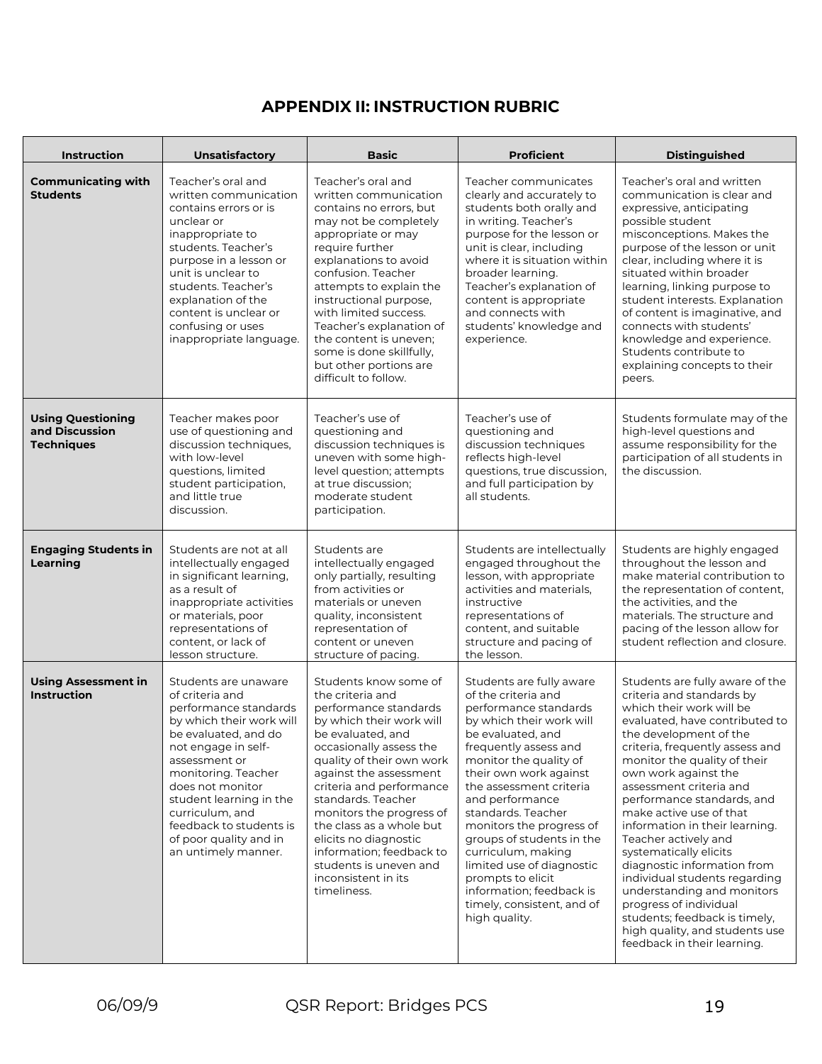## APPENDIX II: INSTRUCTION RUBRIC

| Instruction | Unsatisfactory | Basic | Proficient | Distinguished |
|---|---|---|---|---|
| **Communicating with Students** | Teacher's oral and written communication contains errors or is unclear or inappropriate to students. Teacher's purpose in a lesson or unit is unclear to students. Teacher's explanation of the content is unclear or confusing or uses inappropriate language. | Teacher's oral and written communication contains no errors, but may not be completely appropriate or may require further explanations to avoid confusion. Teacher attempts to explain the instructional purpose, with limited success. Teacher's explanation of the content is uneven; some is done skillfully, but other portions are difficult to follow. | Teacher communicates clearly and accurately to students both orally and in writing. Teacher's purpose for the lesson or unit is clear, including where it is situation within broader learning. Teacher's explanation of content is appropriate and connects with students' knowledge and experience. | Teacher's oral and written communication is clear and expressive, anticipating possible student misconceptions. Makes the purpose of the lesson or unit clear, including where it is situated within broader learning, linking purpose to student interests. Explanation of content is imaginative, and connects with students' knowledge and experience. Students contribute to explaining concepts to their peers. |
| **Using Questioning and Discussion Techniques** | Teacher makes poor use of questioning and discussion techniques, with low-level questions, limited student participation, and little true discussion. | Teacher's use of questioning and discussion techniques is uneven with some high-level question; attempts at true discussion; moderate student participation. | Teacher's use of questioning and discussion techniques reflects high-level questions, true discussion, and full participation by all students. | Students formulate may of the high-level questions and assume responsibility for the participation of all students in the discussion. |
| **Engaging Students in Learning** | Students are not at all intellectually engaged in significant learning, as a result of inappropriate activities or materials, poor representations of content, or lack of lesson structure. | Students are intellectually engaged only partially, resulting from activities or materials or uneven quality, inconsistent representation of content or uneven structure of pacing. | Students are intellectually engaged throughout the lesson, with appropriate activities and materials, instructive representations of content, and suitable structure and pacing of the lesson. | Students are highly engaged throughout the lesson and make material contribution to the representation of content, the activities, and the materials. The structure and pacing of the lesson allow for student reflection and closure. |
| **Using Assessment in Instruction** | Students are unaware of criteria and performance standards by which their work will be evaluated, and do not engage in self-assessment or monitoring. Teacher does not monitor student learning in the curriculum, and feedback to students is of poor quality and in an untimely manner. | Students know some of the criteria and performance standards by which their work will be evaluated, and occasionally assess the quality of their own work against the assessment criteria and performance standards. Teacher monitors the progress of the class as a whole but elicits no diagnostic information; feedback to students is uneven and inconsistent in its timeliness. | Students are fully aware of the criteria and performance standards by which their work will be evaluated, and frequently assess and monitor the quality of their own work against the assessment criteria and performance standards. Teacher monitors the progress of groups of students in the curriculum, making limited use of diagnostic prompts to elicit information; feedback is timely, consistent, and of high quality. | Students are fully aware of the criteria and standards by which their work will be evaluated, have contributed to the development of the criteria, frequently assess and monitor the quality of their own work against the assessment criteria and performance standards, and make active use of that information in their learning. Teacher actively and systematically elicits diagnostic information from individual students regarding understanding and monitors progress of individual students; feedback is timely, high quality, and students use feedback in their learning. |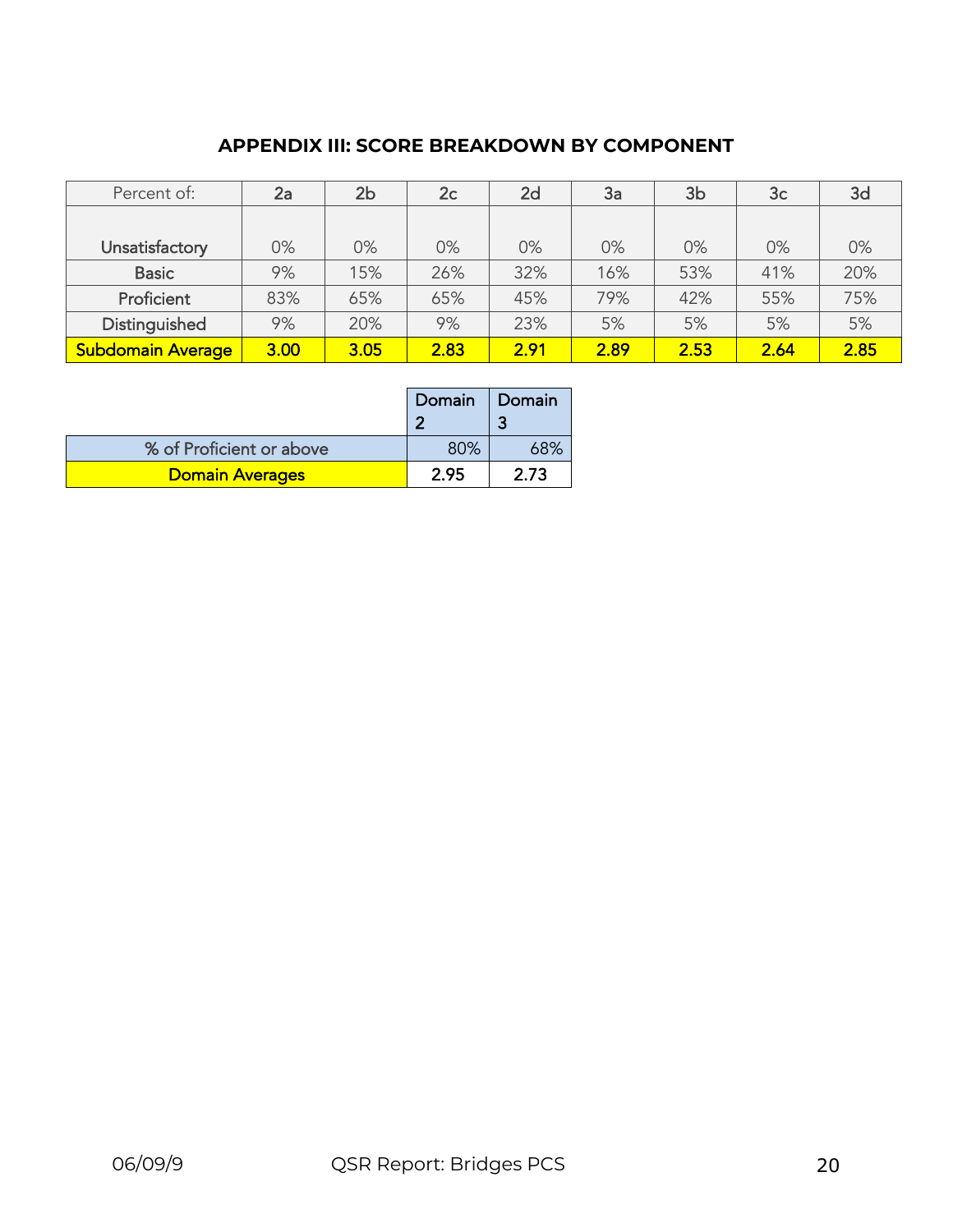## APPENDIX III: SCORE BREAKDOWN BY COMPONENT

| Percent of: | 2a | 2b | 2c | 2d | 3a | 3b | 3c | 3d |
|---|---|---|---|---|---|---|---|---|
| Unsatisfactory | 0% | 0% | 0% | 0% | 0% | 0% | 0% | 0% |
| Basic | 9% | 15% | 26% | 32% | 16% | 53% | 41% | 20% |
| Proficient | 83% | 65% | 65% | 45% | 79% | 42% | 55% | 75% |
| Distinguished | 9% | 20% | 9% | 23% | 5% | 5% | 5% | 5% |
| **Subdomain Average** | **3.00** | **3.05** | **2.83** | **2.91** | **2.89** | **2.53** | **2.64** | **2.85** |

| | Domain 2 | Domain 3 |
|---|---|---|
| % of Proficient or above | 80% | 68% |
| Domain Averages | 2.95 | 2.73 |